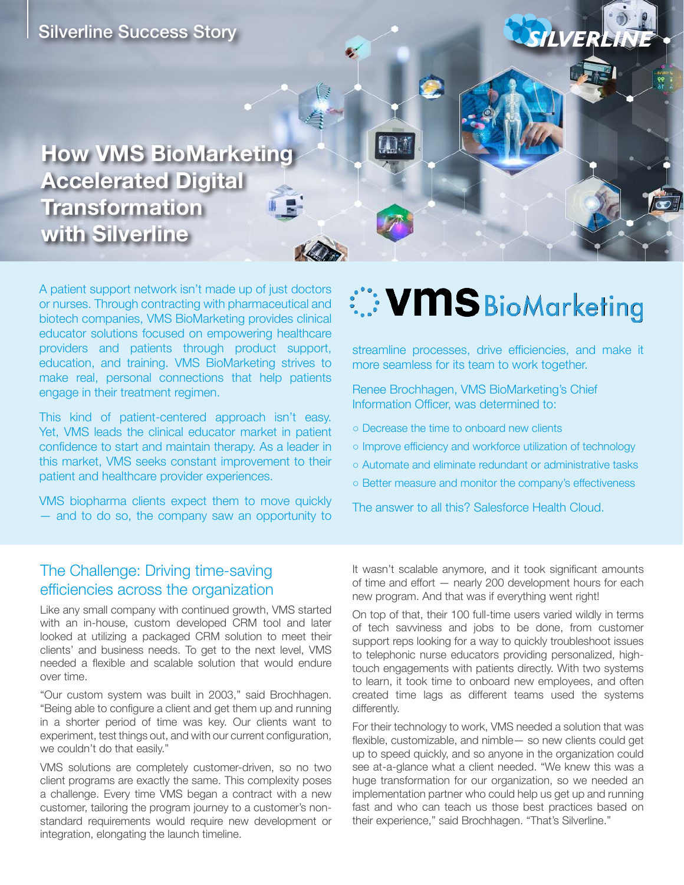Silverline Success Story

# How VMS BioMarketing Accelerated Digital Transformation with Silverline

A patient support network isn't made up of just doctors or nurses. Through contracting with pharmaceutical and biotech companies, VMS BioMarketing provides clinical educator solutions focused on empowering healthcare providers and patients through product support, education, and training. VMS BioMarketing strives to make real, personal connections that help patients engage in their treatment regimen.

This kind of patient-centered approach isn't easy. Yet, VMS leads the clinical educator market in patient confidence to start and maintain therapy. As a leader in this market, VMS seeks constant improvement to their patient and healthcare provider experiences.

VMS biopharma clients expect them to move quickly — and to do so, the company saw an opportunity to streamline processes, drive efficiencies, and make it more seamless for its team to work together.

Renee Brochhagen, VMS BioMarketing's Chief Information Officer, was determined to:

- Decrease the time to onboard new clients
- Improve efficiency and workforce utilization of technology
- Automate and eliminate redundant or administrative tasks
- Better measure and monitor the company's effectiveness

The answer to all this? Salesforce Health Cloud.

## The Challenge: Driving time-saving efficiencies across the organization

Like any small company with continued growth, VMS started with an in-house, custom developed CRM tool and later looked at utilizing a packaged CRM solution to meet their clients' and business needs. To get to the next level, VMS needed a flexible and scalable solution that would endure over time.

"Our custom system was built in 2003," said Brochhagen. "Being able to configure a client and get them up and running in a shorter period of time was key. Our clients want to experiment, test things out, and with our current configuration, we couldn't do that easily."

VMS solutions are completely customer-driven, so no two client programs are exactly the same. This complexity poses a challenge. Every time VMS began a contract with a new customer, tailoring the program journey to a customer's non-standard requirements would require new development or integration, elongating the launch timeline.

It wasn't scalable anymore, and it took significant amounts of time and effort — nearly 200 development hours for each new program. And that was if everything went right!

On top of that, their 100 full-time users varied wildly in terms of tech savviness and jobs to be done, from customer support reps looking for a way to quickly troubleshoot issues to telephonic nurse educators providing personalized, high-touch engagements with patients directly. With two systems to learn, it took time to onboard new employees, and often created time lags as different teams used the systems differently.

For their technology to work, VMS needed a solution that was flexible, customizable, and nimble— so new clients could get up to speed quickly, and so anyone in the organization could see at-a-glance what a client needed. "We knew this was a huge transformation for our organization, so we needed an implementation partner who could help us get up and running fast and who can teach us those best practices based on their experience," said Brochhagen. "That's Silverline."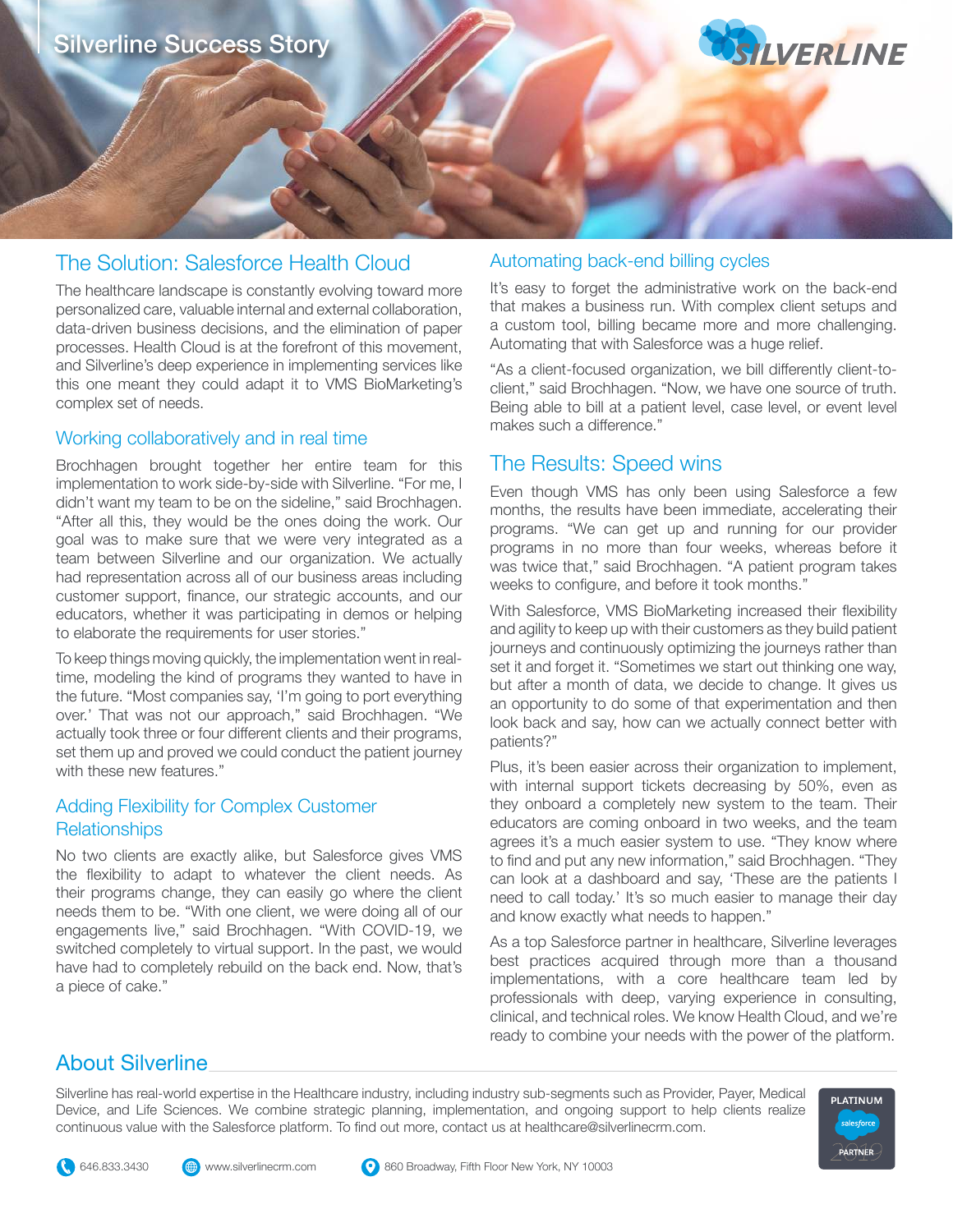Silverline Success Story

## The Solution: Salesforce Health Cloud

The healthcare landscape is constantly evolving toward more personalized care, valuable internal and external collaboration, data-driven business decisions, and the elimination of paper processes. Health Cloud is at the forefront of this movement, and Silverline's deep experience in implementing services like this one meant they could adapt it to VMS BioMarketing's complex set of needs.

### Working collaboratively and in real time

Brochhagen brought together her entire team for this implementation to work side-by-side with Silverline. "For me, I didn't want my team to be on the sideline," said Brochhagen. "After all this, they would be the ones doing the work. Our goal was to make sure that we were very integrated as a team between Silverline and our organization. We actually had representation across all of our business areas including customer support, finance, our strategic accounts, and our educators, whether it was participating in demos or helping to elaborate the requirements for user stories."

To keep things moving quickly, the implementation went in real-time, modeling the kind of programs they wanted to have in the future. "Most companies say, 'I'm going to port everything over.' That was not our approach," said Brochhagen. "We actually took three or four different clients and their programs, set them up and proved we could conduct the patient journey with these new features."

### Adding Flexibility for Complex Customer Relationships

No two clients are exactly alike, but Salesforce gives VMS the flexibility to adapt to whatever the client needs. As their programs change, they can easily go where the client needs them to be. "With one client, we were doing all of our engagements live," said Brochhagen. "With COVID-19, we switched completely to virtual support. In the past, we would have had to completely rebuild on the back end. Now, that's a piece of cake."

### Automating back-end billing cycles

It's easy to forget the administrative work on the back-end that makes a business run. With complex client setups and a custom tool, billing became more and more challenging. Automating that with Salesforce was a huge relief.

"As a client-focused organization, we bill differently client-to-client," said Brochhagen. "Now, we have one source of truth. Being able to bill at a patient level, case level, or event level makes such a difference."

## The Results: Speed wins

Even though VMS has only been using Salesforce a few months, the results have been immediate, accelerating their programs. "We can get up and running for our provider programs in no more than four weeks, whereas before it was twice that," said Brochhagen. "A patient program takes weeks to configure, and before it took months."

With Salesforce, VMS BioMarketing increased their flexibility and agility to keep up with their customers as they build patient journeys and continuously optimizing the journeys rather than set it and forget it. "Sometimes we start out thinking one way, but after a month of data, we decide to change. It gives us an opportunity to do some of that experimentation and then look back and say, how can we actually connect better with patients?"

Plus, it's been easier across their organization to implement, with internal support tickets decreasing by 50%, even as they onboard a completely new system to the team. Their educators are coming onboard in two weeks, and the team agrees it's a much easier system to use. "They know where to find and put any new information," said Brochhagen. "They can look at a dashboard and say, 'These are the patients I need to call today.' It's so much easier to manage their day and know exactly what needs to happen."

As a top Salesforce partner in healthcare, Silverline leverages best practices acquired through more than a thousand implementations, with a core healthcare team led by professionals with deep, varying experience in consulting, clinical, and technical roles. We know Health Cloud, and we're ready to combine your needs with the power of the platform.

## About Silverline

Silverline has real-world expertise in the Healthcare industry, including industry sub-segments such as Provider, Payer, Medical Device, and Life Sciences. We combine strategic planning, implementation, and ongoing support to help clients realize continuous value with the Salesforce platform. To find out more, contact us at healthcare@silverlinecrm.com.

646.833.3430 | www.silverlinecrm.com | 860 Broadway, Fifth Floor New York, NY 10003